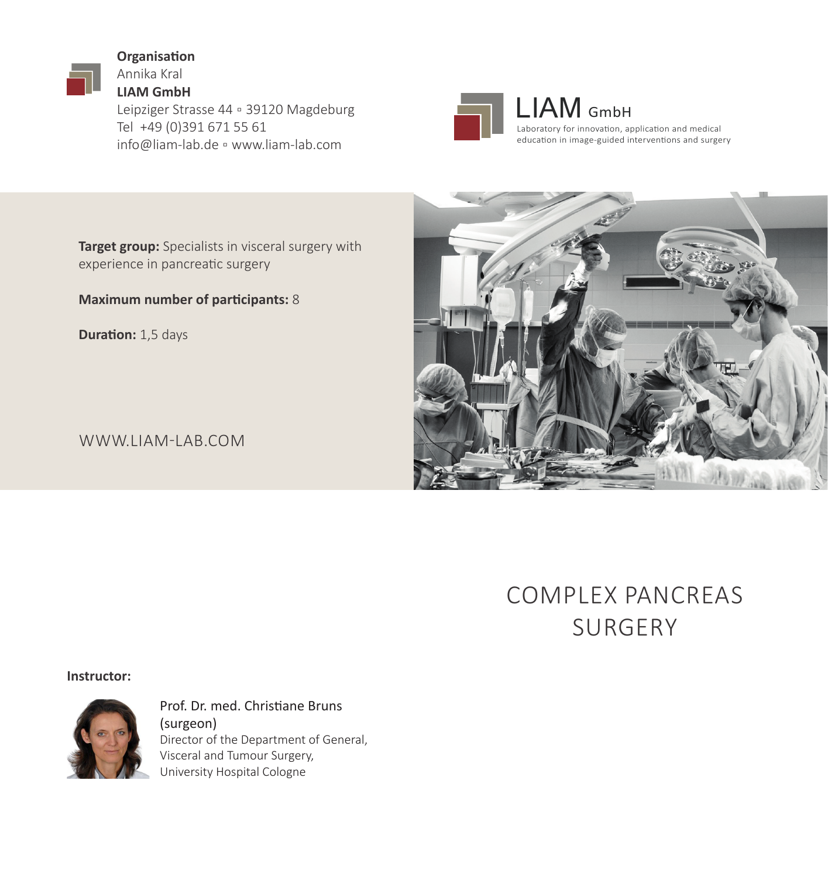**Organisation**
Annika Kral
**LIAM GmbH**
Leipziger Strasse 44 ▫ 39120 Magdeburg
Tel +49 (0)391 671 55 61
info@liam-lab.de ▫ www.liam-lab.com

LIAM GmbH
Laboratory for innovation, application and medical education in image-guided interventions and surgery

**Target group:** Specialists in visceral surgery with experience in pancreatic surgery

**Maximum number of participants:** 8

**Duration:** 1,5 days

WWW.LIAM-LAB.COM

# COMPLEX PANCREAS SURGERY

**Instructor:**

Prof. Dr. med. Christiane Bruns (surgeon)
Director of the Department of General, Visceral and Tumour Surgery, University Hospital Cologne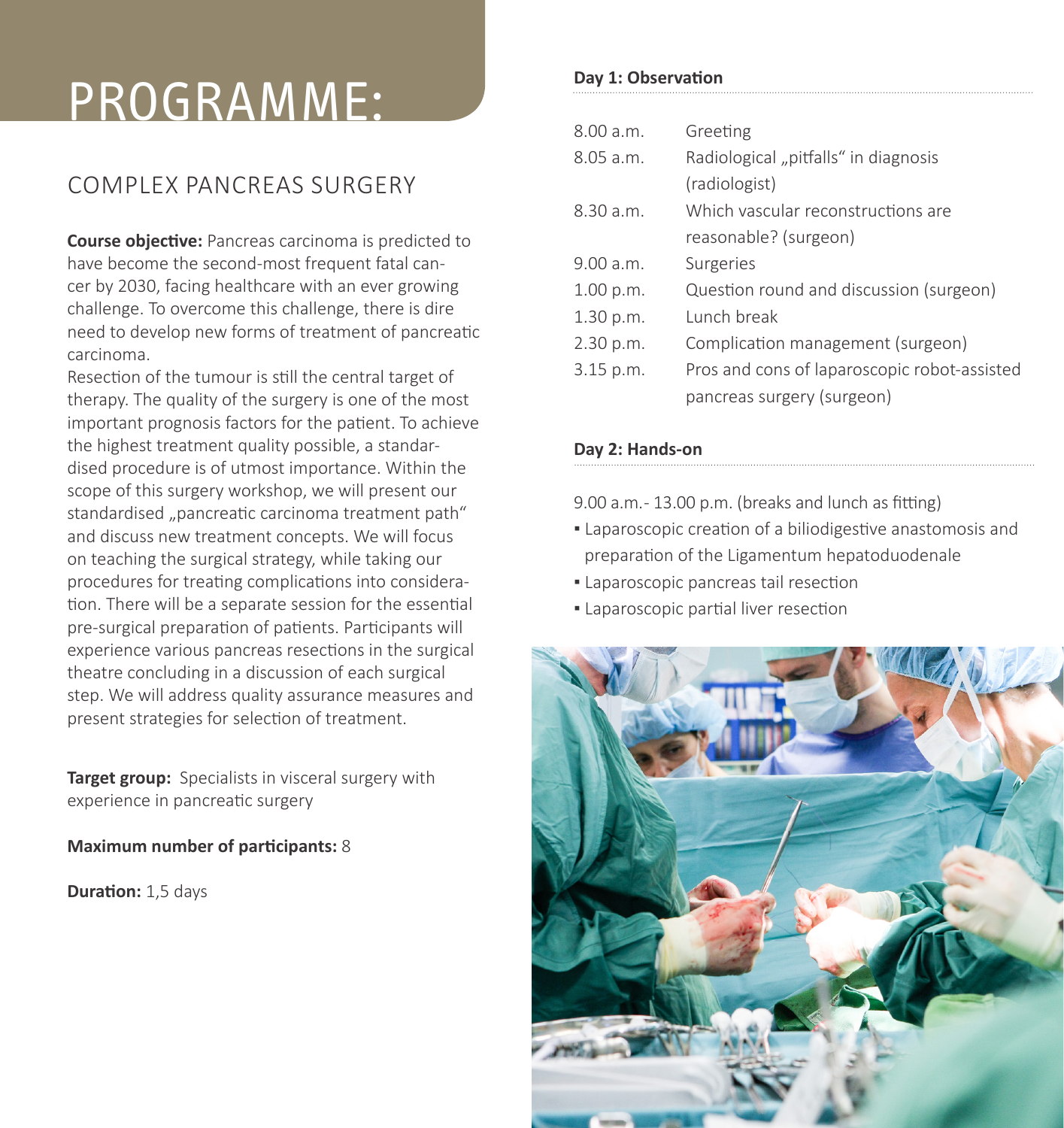# PROGRAMME:

## COMPLEX PANCREAS SURGERY

**Course objective:** Pancreas carcinoma is predicted to have become the second-most frequent fatal cancer by 2030, facing healthcare with an ever growing challenge. To overcome this challenge, there is dire need to develop new forms of treatment of pancreatic carcinoma.
Resection of the tumour is still the central target of therapy. The quality of the surgery is one of the most important prognosis factors for the patient. To achieve the highest treatment quality possible, a standardised procedure is of utmost importance. Within the scope of this surgery workshop, we will present our standardised „pancreatic carcinoma treatment path" and discuss new treatment concepts. We will focus on teaching the surgical strategy, while taking our procedures for treating complications into consideration. There will be a separate session for the essential pre-surgical preparation of patients. Participants will experience various pancreas resections in the surgical theatre concluding in a discussion of each surgical step. We will address quality assurance measures and present strategies for selection of treatment.

**Target group:** Specialists in visceral surgery with experience in pancreatic surgery

**Maximum number of participants:** 8

**Duration:** 1,5 days

**Day 1: Observation**

| | |
|---|---|
| 8.00 a.m. | Greeting |
| 8.05 a.m. | Radiological „pitfalls" in diagnosis (radiologist) |
| 8.30 a.m. | Which vascular reconstructions are reasonable? (surgeon) |
| 9.00 a.m. | Surgeries |
| 1.00 p.m. | Question round and discussion (surgeon) |
| 1.30 p.m. | Lunch break |
| 2.30 p.m. | Complication management (surgeon) |
| 3.15 p.m. | Pros and cons of laparoscopic robot-assisted pancreas surgery (surgeon) |

**Day 2: Hands-on**

9.00 a.m.- 13.00 p.m. (breaks and lunch as fitting)

- Laparoscopic creation of a biliodigestive anastomosis and preparation of the Ligamentum hepatoduodenale
- Laparoscopic pancreas tail resection
- Laparoscopic partial liver resection